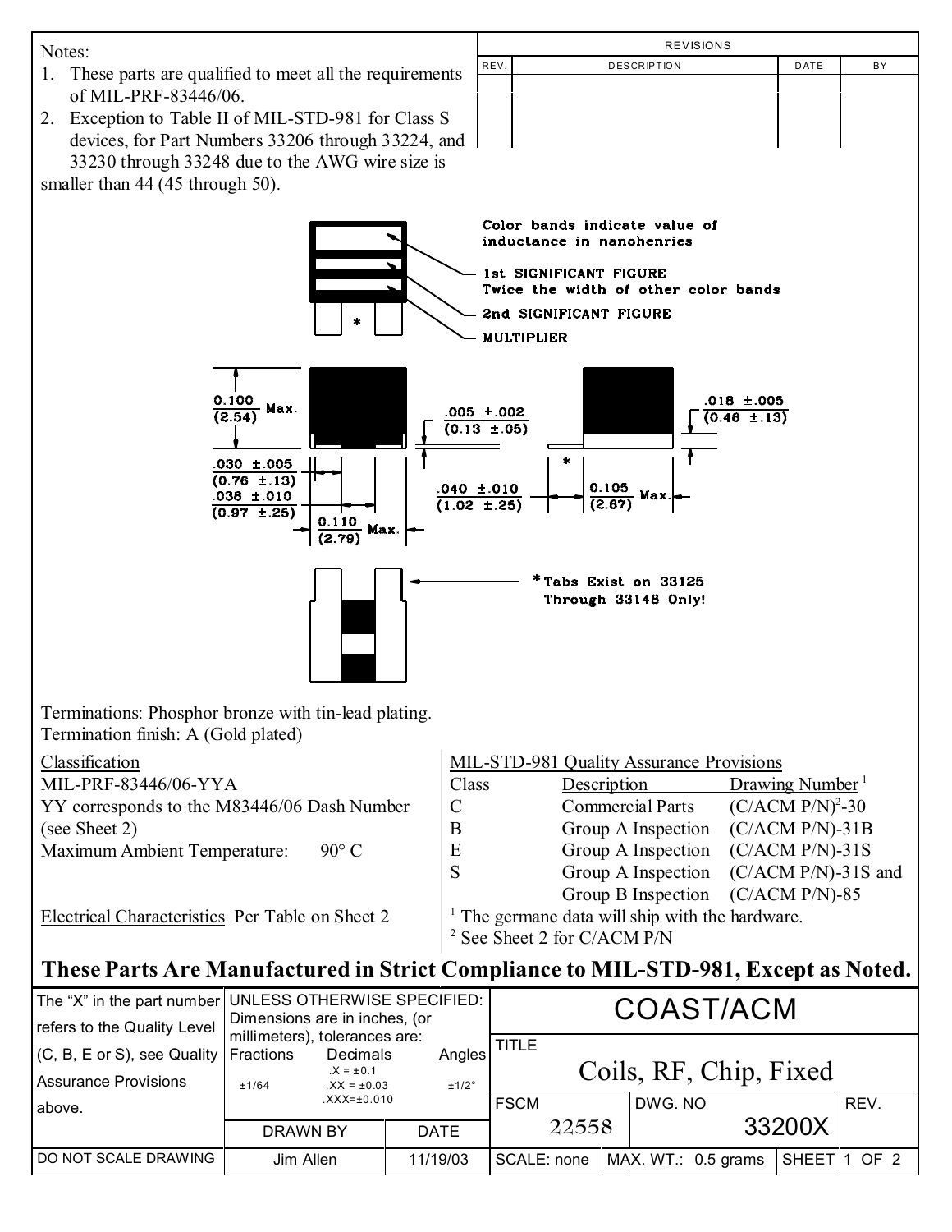Notes:

1. These parts are qualified to meet all the requirements of MIL-PRF-83446/06.
2. Exception to Table II of MIL-STD-981 for Class S devices, for Part Numbers 33206 through 33224, and 33230 through 33248 due to the AWG wire size is smaller than 44 (45 through 50).

| REVISIONS | | | |
|---|---|---|---|
| REV. | DESCRIPTION | DATE | BY |
| | | | |

Color bands indicate value of inductance in nanohenries

1st SIGNIFICANT FIGURE
Twice the width of other color bands

2nd SIGNIFICANT FIGURE

MULTIPLIER

0.100 (2.54) Max.

.005 ±.002 (0.13 ±.05)

.018 ±.005 (0.46 ±.13)

.030 ±.005 (0.76 ±.13)

.038 ±.010 (0.97 ±.25)

0.110 (2.79) Max.

.040 ±.010 (1.02 ±.25)

0.105 (2.67) Max.

*Tabs Exist on 33125 Through 33148 Only!

Terminations: Phosphor bronze with tin-lead plating.
Termination finish: A (Gold plated)

Classification
MIL-PRF-83446/06-YYA
YY corresponds to the M83446/06 Dash Number (see Sheet 2)
Maximum Ambient Temperature: 90° C

Electrical Characteristics Per Table on Sheet 2

MIL-STD-981 Quality Assurance Provisions

| Class | Description | Drawing Number[1] |
|---|---|---|
| C | Commercial Parts | (C/ACM P/N)[2]-30 |
| B | Group A Inspection | (C/ACM P/N)-31B |
| E | Group A Inspection | (C/ACM P/N)-31S |
| S | Group A Inspection<br>Group B Inspection | (C/ACM P/N)-31S and<br>(C/ACM P/N)-85 |

[1] The germane data will ship with the hardware.
[2] See Sheet 2 for C/ACM P/N

**These Parts Are Manufactured in Strict Compliance to MIL-STD-981, Except as Noted.**

The "X" in the part number refers to the Quality Level (C, B, E or S), see Quality Assurance Provisions above.

UNLESS OTHERWISE SPECIFIED: Dimensions are in inches, (or millimeters), tolerances are:

| Fractions | Decimals | Angles |
|---|---|---|
| ±1/64 | .X = ±0.1<br>.XX = ±0.03<br>.XXX=±0.010 | ±1/2° |

| DRAWN BY | DATE |
|---|---|
| Jim Allen | 11/19/03 |

DO NOT SCALE DRAWING

COAST/ACM

TITLE: Coils, RF, Chip, Fixed

| FSCM | DWG. NO | REV. |
|---|---|---|
| 22558 | 33200X | |

SCALE: none | MAX. WT.: 0.5 grams | SHEET 1 OF 2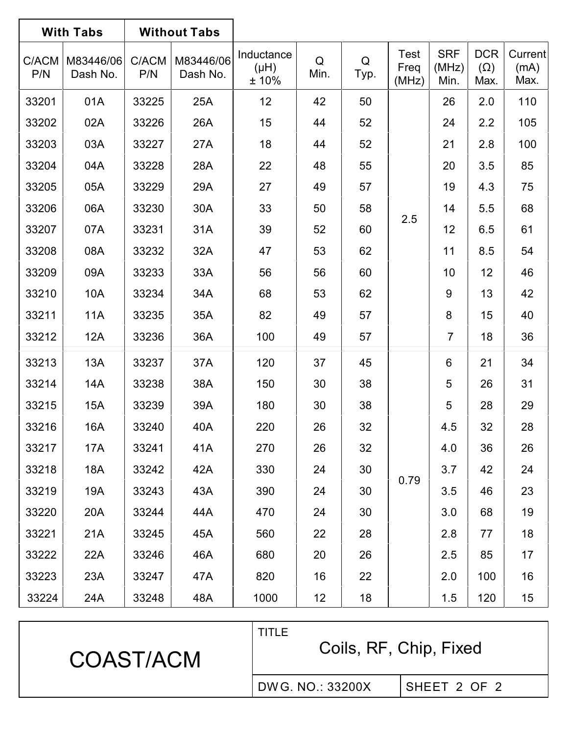| With Tabs | | Without Tabs | | | | | | | | |
|---|---|---|---|---|---|---|---|---|---|---|
| C/ACM P/N | M83446/06 Dash No. | C/ACM P/N | M83446/06 Dash No. | Inductance (µH) ± 10% | Q Min. | Q Typ. | Test Freq (MHz) | SRF (MHz) Min. | DCR (Ω) Max. | Current (mA) Max. |
| 33201 | 01A | 33225 | 25A | 12 | 42 | 50 | 2.5 | 26 | 2.0 | 110 |
| 33202 | 02A | 33226 | 26A | 15 | 44 | 52 | | 24 | 2.2 | 105 |
| 33203 | 03A | 33227 | 27A | 18 | 44 | 52 | | 21 | 2.8 | 100 |
| 33204 | 04A | 33228 | 28A | 22 | 48 | 55 | | 20 | 3.5 | 85 |
| 33205 | 05A | 33229 | 29A | 27 | 49 | 57 | | 19 | 4.3 | 75 |
| 33206 | 06A | 33230 | 30A | 33 | 50 | 58 | | 14 | 5.5 | 68 |
| 33207 | 07A | 33231 | 31A | 39 | 52 | 60 | | 12 | 6.5 | 61 |
| 33208 | 08A | 33232 | 32A | 47 | 53 | 62 | | 11 | 8.5 | 54 |
| 33209 | 09A | 33233 | 33A | 56 | 56 | 60 | | 10 | 12 | 46 |
| 33210 | 10A | 33234 | 34A | 68 | 53 | 62 | | 9 | 13 | 42 |
| 33211 | 11A | 33235 | 35A | 82 | 49 | 57 | | 8 | 15 | 40 |
| 33212 | 12A | 33236 | 36A | 100 | 49 | 57 | | 7 | 18 | 36 |
| 33213 | 13A | 33237 | 37A | 120 | 37 | 45 | 0.79 | 6 | 21 | 34 |
| 33214 | 14A | 33238 | 38A | 150 | 30 | 38 | | 5 | 26 | 31 |
| 33215 | 15A | 33239 | 39A | 180 | 30 | 38 | | 5 | 28 | 29 |
| 33216 | 16A | 33240 | 40A | 220 | 26 | 32 | | 4.5 | 32 | 28 |
| 33217 | 17A | 33241 | 41A | 270 | 26 | 32 | | 4.0 | 36 | 26 |
| 33218 | 18A | 33242 | 42A | 330 | 24 | 30 | | 3.7 | 42 | 24 |
| 33219 | 19A | 33243 | 43A | 390 | 24 | 30 | | 3.5 | 46 | 23 |
| 33220 | 20A | 33244 | 44A | 470 | 24 | 30 | | 3.0 | 68 | 19 |
| 33221 | 21A | 33245 | 45A | 560 | 22 | 28 | | 2.8 | 77 | 18 |
| 33222 | 22A | 33246 | 46A | 680 | 20 | 26 | | 2.5 | 85 | 17 |
| 33223 | 23A | 33247 | 47A | 820 | 16 | 22 | | 2.0 | 100 | 16 |
| 33224 | 24A | 33248 | 48A | 1000 | 12 | 18 | | 1.5 | 120 | 15 |

| COAST/ACM | TITLE Coils, RF, Chip, Fixed | |
|---|---|---|
| | DWG. NO.: 33200X | SHEET 2 OF 2 |